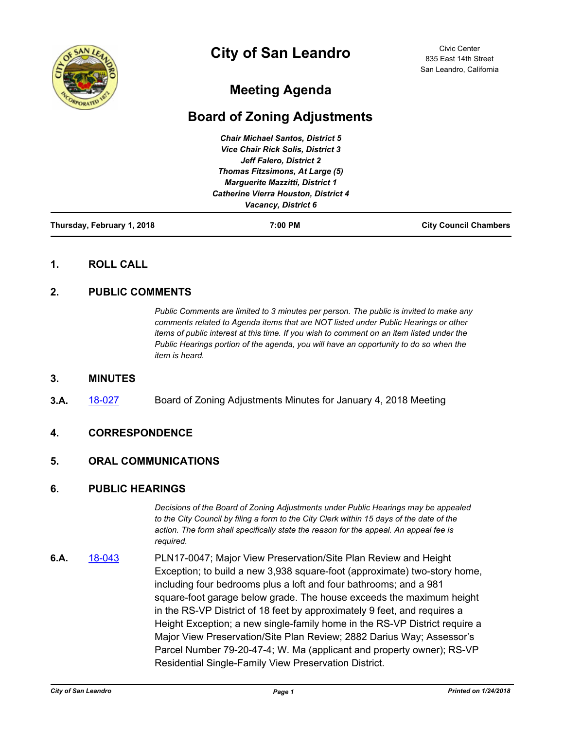# City of San Leandro

Civic Center
835 East 14th Street
San Leandro, California

## Meeting Agenda

## Board of Zoning Adjustments

***Chair Michael Santos, District 5***
***Vice Chair Rick Solis, District 3***
***Jeff Falero, District 2***
***Thomas Fitzsimons, At Large (5)***
***Marguerite Mazzitti, District 1***
***Catherine Vierra Houston, District 4***
***Vacancy, District 6***

| **Thursday, February 1, 2018** | **7:00 PM** | **City Council Chambers** |
|---|---|---|

### 1. ROLL CALL

### 2. PUBLIC COMMENTS

*Public Comments are limited to 3 minutes per person. The public is invited to make any comments related to Agenda items that are NOT listed under Public Hearings or other items of public interest at this time. If you wish to comment on an item listed under the Public Hearings portion of the agenda, you will have an opportunity to do so when the item is heard.*

### 3. MINUTES

**3.A.** 18-027 Board of Zoning Adjustments Minutes for January 4, 2018 Meeting

### 4. CORRESPONDENCE

### 5. ORAL COMMUNICATIONS

### 6. PUBLIC HEARINGS

*Decisions of the Board of Zoning Adjustments under Public Hearings may be appealed to the City Council by filing a form to the City Clerk within 15 days of the date of the action. The form shall specifically state the reason for the appeal. An appeal fee is required.*

**6.A.** 18-043 PLN17-0047; Major View Preservation/Site Plan Review and Height Exception; to build a new 3,938 square-foot (approximate) two-story home, including four bedrooms plus a loft and four bathrooms; and a 981 square-foot garage below grade. The house exceeds the maximum height in the RS-VP District of 18 feet by approximately 9 feet, and requires a Height Exception; a new single-family home in the RS-VP District require a Major View Preservation/Site Plan Review; 2882 Darius Way; Assessor's Parcel Number 79-20-47-4; W. Ma (applicant and property owner); RS-VP Residential Single-Family View Preservation District.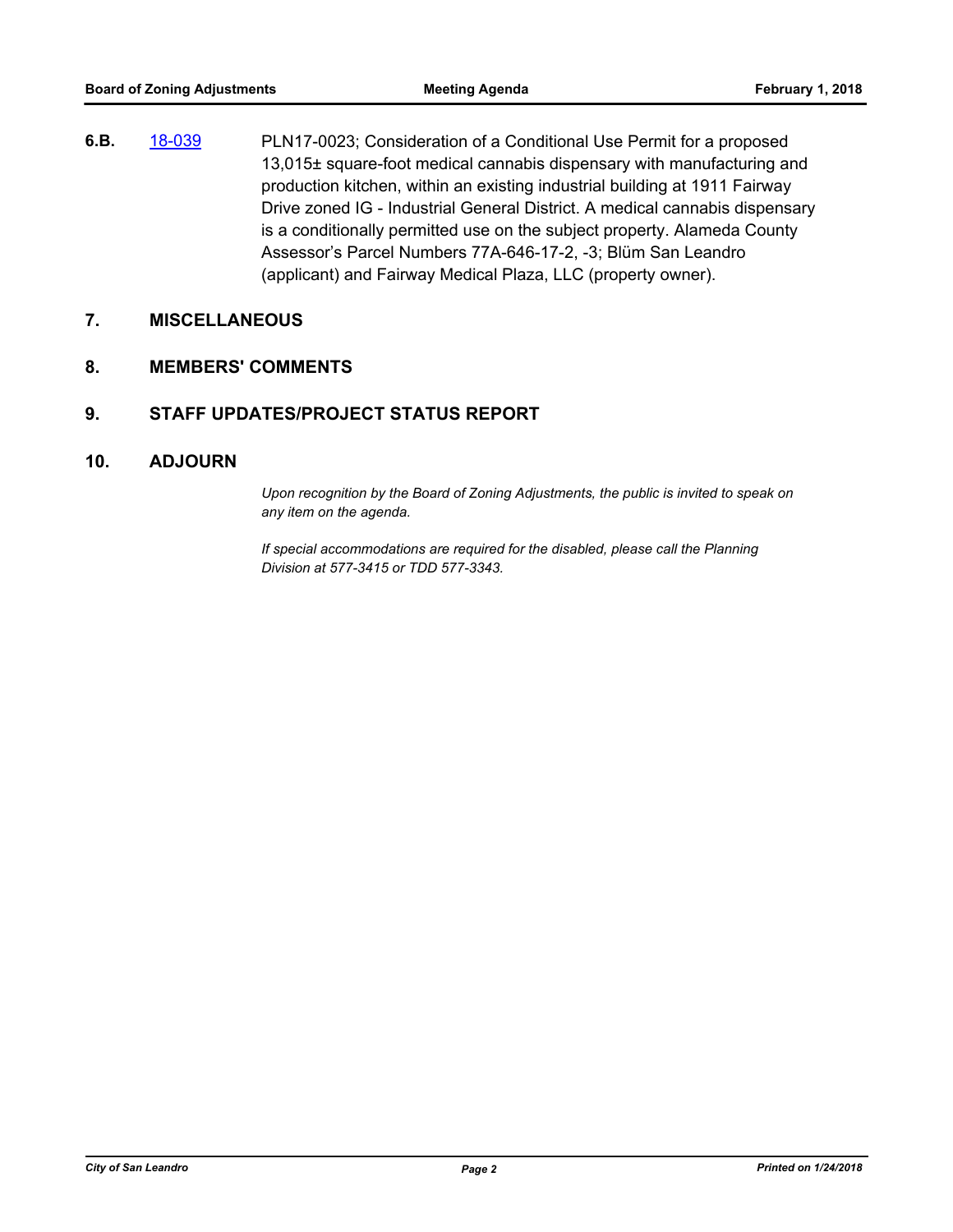**6.B.** [18-039](18-039) PLN17-0023; Consideration of a Conditional Use Permit for a proposed 13,015± square-foot medical cannabis dispensary with manufacturing and production kitchen, within an existing industrial building at 1911 Fairway Drive zoned IG - Industrial General District. A medical cannabis dispensary is a conditionally permitted use on the subject property. Alameda County Assessor's Parcel Numbers 77A-646-17-2, -3; Blüm San Leandro (applicant) and Fairway Medical Plaza, LLC (property owner).

## 7. MISCELLANEOUS

## 8. MEMBERS' COMMENTS

## 9. STAFF UPDATES/PROJECT STATUS REPORT

## 10. ADJOURN

*Upon recognition by the Board of Zoning Adjustments, the public is invited to speak on any item on the agenda.*

*If special accommodations are required for the disabled, please call the Planning Division at 577-3415 or TDD 577-3343.*